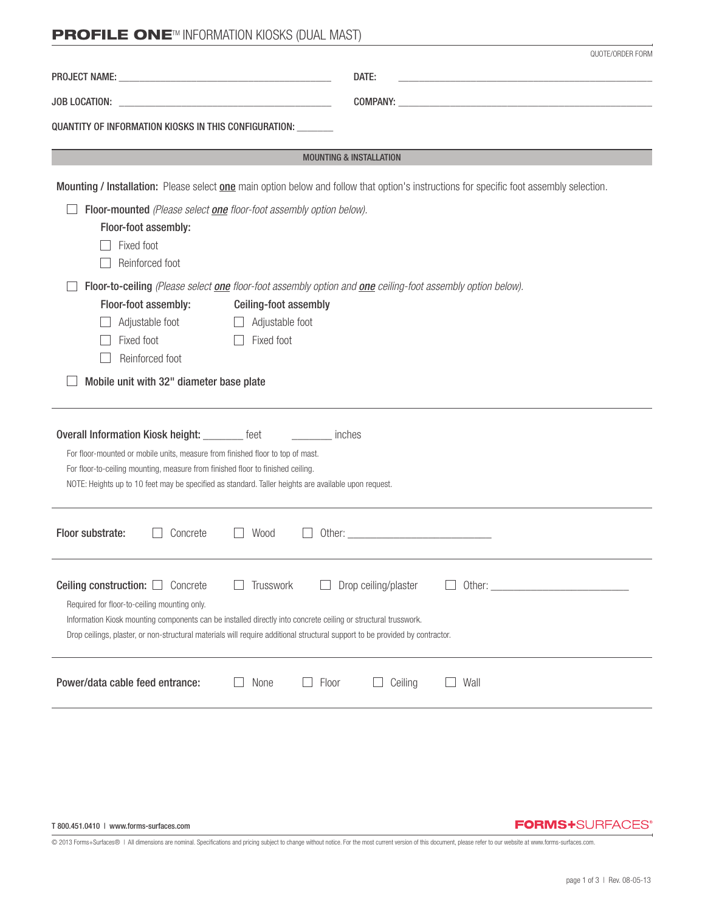# PROFILE ONE™ INFORMATION KIOSKS (DUAL MAST)

QUOTE/ORDER FORM

PROJECT NAME: ______________________________ DATE: ______________________________

JOB LOCATION: ______________________________ COMPANY: ______________________________

QUANTITY OF INFORMATION KIOSKS IN THIS CONFIGURATION: _______

## MOUNTING & INSTALLATION

**Mounting / Installation:** Please select **one** main option below and follow that option's instructions for specific foot assembly selection.

- ☐ **Floor-mounted** *(Please select* ***one*** *floor-foot assembly option below).*
  - **Floor-foot assembly:**
    - ☐ Fixed foot
    - ☐ Reinforced foot
- ☐ **Floor-to-ceiling** *(Please select* ***one*** *floor-foot assembly option and* ***one*** *ceiling-foot assembly option below).*
  - **Floor-foot assembly:**
    - ☐ Adjustable foot
    - ☐ Fixed foot
    - ☐ Reinforced foot
  - **Ceiling-foot assembly**
    - ☐ Adjustable foot
    - ☐ Fixed foot
- ☐ **Mobile unit with 32" diameter base plate**

---

**Overall Information Kiosk height:** _______ feet _______ inches

For floor-mounted or mobile units, measure from finished floor to top of mast.
For floor-to-ceiling mounting, measure from finished floor to finished ceiling.
NOTE: Heights up to 10 feet may be specified as standard. Taller heights are available upon request.

---

**Floor substrate:** ☐ Concrete ☐ Wood ☐ Other: ______________________

---

**Ceiling construction:** ☐ Concrete ☐ Trusswork ☐ Drop ceiling/plaster ☐ Other: ______________________

Required for floor-to-ceiling mounting only.
Information Kiosk mounting components can be installed directly into concrete ceiling or structural trusswork.
Drop ceilings, plaster, or non-structural materials will require additional structural support to be provided by contractor.

---

**Power/data cable feed entrance:** ☐ None ☐ Floor ☐ Ceiling ☐ Wall

---

T 800.451.0410 | www.forms-surfaces.com

FORMS+SURFACES®

© 2013 Forms+Surfaces® | All dimensions are nominal. Specifications and pricing subject to change without notice. For the most current version of this document, please refer to our website at www.forms-surfaces.com.

Rev. 08-05-13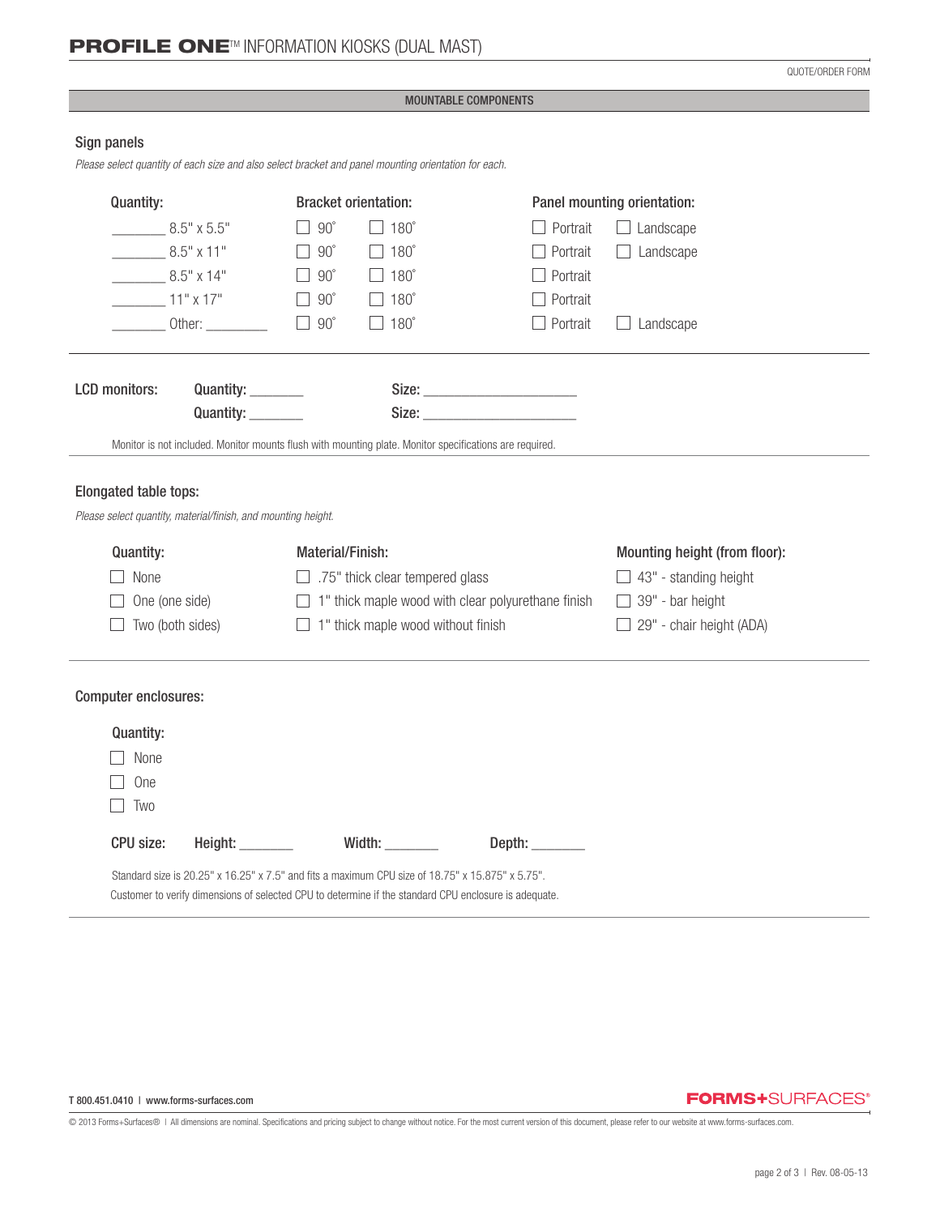# PROFILE ONE™ INFORMATION KIOSKS (DUAL MAST)

QUOTE/ORDER FORM

## MOUNTABLE COMPONENTS

### Sign panels

*Please select quantity of each size and also select bracket and panel mounting orientation for each.*

| Quantity: | Bracket orientation: | | Panel mounting orientation: | |
|---|---|---|---|---|
| _______ 8.5" x 5.5" | ☐ 90˚ | ☐ 180˚ | ☐ Portrait | ☐ Landscape |
| _______ 8.5" x 11" | ☐ 90˚ | ☐ 180˚ | ☐ Portrait | ☐ Landscape |
| _______ 8.5" x 14" | ☐ 90˚ | ☐ 180˚ | ☐ Portrait | |
| _______ 11" x 17" | ☐ 90˚ | ☐ 180˚ | ☐ Portrait | |
| _______ Other: _________ | ☐ 90˚ | ☐ 180˚ | ☐ Portrait | ☐ Landscape |

### LCD monitors:

Quantity: _______ Size: ____________________

Quantity: _______ Size: ____________________

Monitor is not included. Monitor mounts flush with mounting plate. Monitor specifications are required.

### Elongated table tops:

*Please select quantity, material/finish, and mounting height.*

| Quantity: | Material/Finish: | Mounting height (from floor): |
|---|---|---|
| ☐ None | ☐ .75" thick clear tempered glass | ☐ 43" - standing height |
| ☐ One (one side) | ☐ 1" thick maple wood with clear polyurethane finish | ☐ 39" - bar height |
| ☐ Two (both sides) | ☐ 1" thick maple wood without finish | ☐ 29" - chair height (ADA) |

### Computer enclosures:

Quantity:

- ☐ None
- ☐ One
- ☐ Two

CPU size: Height: _______ Width: _______ Depth: _______

Standard size is 20.25" x 16.25" x 7.5" and fits a maximum CPU size of 18.75" x 15.875" x 5.75".
Customer to verify dimensions of selected CPU to determine if the standard CPU enclosure is adequate.

T 800.451.0410 | www.forms-surfaces.com

FORMS+SURFACES®

© 2013 Forms+Surfaces® | All dimensions are nominal. Specifications and pricing subject to change without notice. For the most current version of this document, please refer to our website at www.forms-surfaces.com.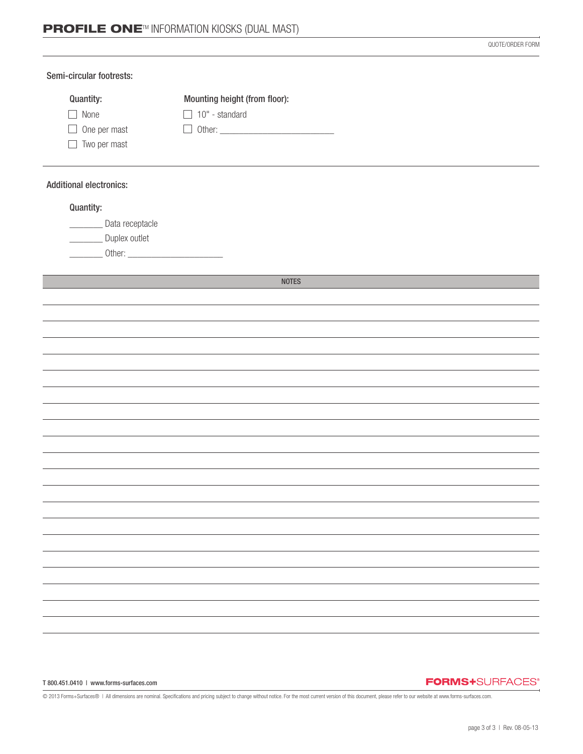Semi-circular footrests:

**Quantity:**

- ☐ None
- ☐ One per mast
- ☐ Two per mast

**Mounting height (from floor):**

- ☐ 10" - standard
- ☐ Other: ________________________

Additional electronics:

**Quantity:**

_______ Data receptacle

_______ Duplex outlet

_______ Other: ____________________

NOTES

T 800.451.0410 | www.forms-surfaces.com

FORMS+SURFACES®

© 2013 Forms+Surfaces® | All dimensions are nominal. Specifications and pricing subject to change without notice. For the most current version of this document, please refer to our website at www.forms-surfaces.com.

Rev. 08-05-13